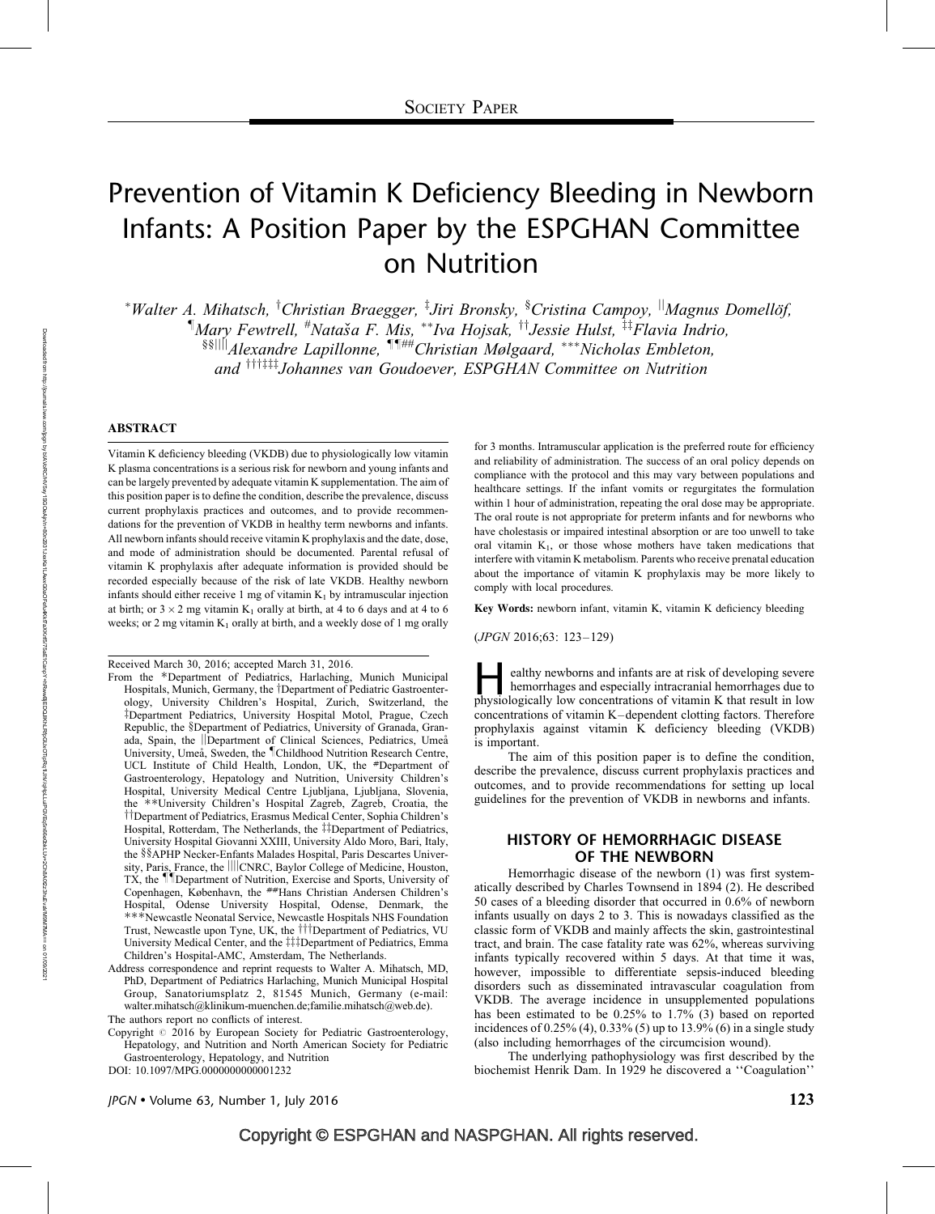SOCIETY PAPER

# Prevention of Vitamin K Deficiency Bleeding in Newborn Infants: A Position Paper by the ESPGHAN Committee on Nutrition

[*]Walter A. Mihatsch, [†]Christian Braegger, [‡]Jiri Bronsky, [§]Cristina Campoy, [||]Magnus Domellöf, [¶]Mary Fewtrell, [#]Nataša F. Mis, [**]Iva Hojsak, [††]Jessie Hulst, [‡‡]Flavia Indrio, [§§||||]Alexandre Lapillonne, [¶¶##]Christian Mølgaard, [***]Nicholas Embleton, and [†††‡‡‡]Johannes van Goudoever, ESPGHAN Committee on Nutrition

## ABSTRACT

Vitamin K deficiency bleeding (VKDB) due to physiologically low vitamin K plasma concentrations is a serious risk for newborn and young infants and can be largely prevented by adequate vitamin K supplementation. The aim of this position paper is to define the condition, describe the prevalence, discuss current prophylaxis practices and outcomes, and to provide recommendations for the prevention of VKDB in healthy term newborns and infants. All newborn infants should receive vitamin K prophylaxis and the date, dose, and mode of administration should be documented. Parental refusal of vitamin K prophylaxis after adequate information is provided should be recorded especially because of the risk of late VKDB. Healthy newborn infants should either receive 1 mg of vitamin $K_1$ by intramuscular injection at birth; or $3 \times 2$ mg vitamin $K_1$ orally at birth, at 4 to 6 days and at 4 to 6 weeks; or 2 mg vitamin $K_1$ orally at birth, and a weekly dose of 1 mg orally for 3 months. Intramuscular application is the preferred route for efficiency and reliability of administration. The success of an oral policy depends on compliance with the protocol and this may vary between populations and healthcare settings. If the infant vomits or regurgitates the formulation within 1 hour of administration, repeating the oral dose may be appropriate. The oral route is not appropriate for preterm infants and for newborns who have cholestasis or impaired intestinal absorption or are too unwell to take oral vitamin $K_1$, or those whose mothers have taken medications that interfere with vitamin K metabolism. Parents who receive prenatal education about the importance of vitamin K prophylaxis may be more likely to comply with local procedures.

**Key Words:** newborn infant, vitamin K, vitamin K deficiency bleeding

(*JPGN* 2016;63: 123–129)

Received March 30, 2016; accepted March 31, 2016.

From the *Department of Pediatrics, Harlaching, Munich Municipal Hospitals, Munich, Germany, the †Department of Pediatric Gastroenterology, University Children's Hospital, Zurich, Switzerland, the ‡Department Pediatrics, University Hospital Motol, Prague, Czech Republic, the §Department of Pediatrics, University of Granada, Granada, Spain, the ||Department of Clinical Sciences, Pediatrics, Umeå University, Umeå, Sweden, the ¶Childhood Nutrition Research Centre, UCL Institute of Child Health, London, UK, the #Department of Gastroenterology, Hepatology and Nutrition, University Children's Hospital, University Medical Centre Ljubljana, Ljubljana, Slovenia, the **University Children's Hospital Zagreb, Zagreb, Croatia, the ††Department of Pediatrics, Erasmus Medical Center, Sophia Children's Hospital, Rotterdam, The Netherlands, the ‡‡Department of Pediatrics, University Hospital Giovanni XXIII, University Aldo Moro, Bari, Italy, the §§APHP Necker-Enfants Malades Hospital, Paris Descartes University, Paris, France, the ||||CNRC, Baylor College of Medicine, Houston, TX, the ¶¶Department of Nutrition, Exercise and Sports, University of Copenhagen, København, the ##Hans Christian Andersen Children's Hospital, Odense University Hospital, Odense, Denmark, the ***Newcastle Neonatal Service, Newcastle Hospitals NHS Foundation Trust, Newcastle upon Tyne, UK, the †††Department of Pediatrics, VU University Medical Center, and the ‡‡‡Department of Pediatrics, Emma Children's Hospital-AMC, Amsterdam, The Netherlands.

Address correspondence and reprint requests to Walter A. Mihatsch, MD, PhD, Department of Pediatrics Harlaching, Munich Municipal Hospital Group, Sanatoriumsplatz 2, 81545 Munich, Germany (e-mail: walter.mihatsch@klinikum-muenchen.de;familie.mihatsch@web.de).

The authors report no conflicts of interest.

Copyright © 2016 by European Society for Pediatric Gastroenterology, Hepatology, and Nutrition and North American Society for Pediatric Gastroenterology, Hepatology, and Nutrition

DOI: 10.1097/MPG.0000000000001232

Healthy newborns and infants are at risk of developing severe hemorrhages and especially intracranial hemorrhages due to physiologically low concentrations of vitamin K that result in low concentrations of vitamin K–dependent clotting factors. Therefore prophylaxis against vitamin K deficiency bleeding (VKDB) is important.

The aim of this position paper is to define the condition, describe the prevalence, discuss current prophylaxis practices and outcomes, and to provide recommendations for setting up local guidelines for the prevention of VKDB in newborns and infants.

## HISTORY OF HEMORRHAGIC DISEASE OF THE NEWBORN

Hemorrhagic disease of the newborn (1) was first systematically described by Charles Townsend in 1894 (2). He described 50 cases of a bleeding disorder that occurred in 0.6% of newborn infants usually on days 2 to 3. This is nowadays classified as the classic form of VKDB and mainly affects the skin, gastrointestinal tract, and brain. The case fatality rate was 62%, whereas surviving infants typically recovered within 5 days. At that time it was, however, impossible to differentiate sepsis-induced bleeding disorders such as disseminated intravascular coagulation from VKDB. The average incidence in unsupplemented populations has been estimated to be 0.25% to 1.7% (3) based on reported incidences of 0.25% (4), 0.33% (5) up to 13.9% (6) in a single study (also including hemorrhages of the circumcision wound).

The underlying pathophysiology was first described by the biochemist Henrik Dam. In 1929 he discovered a ''Coagulation''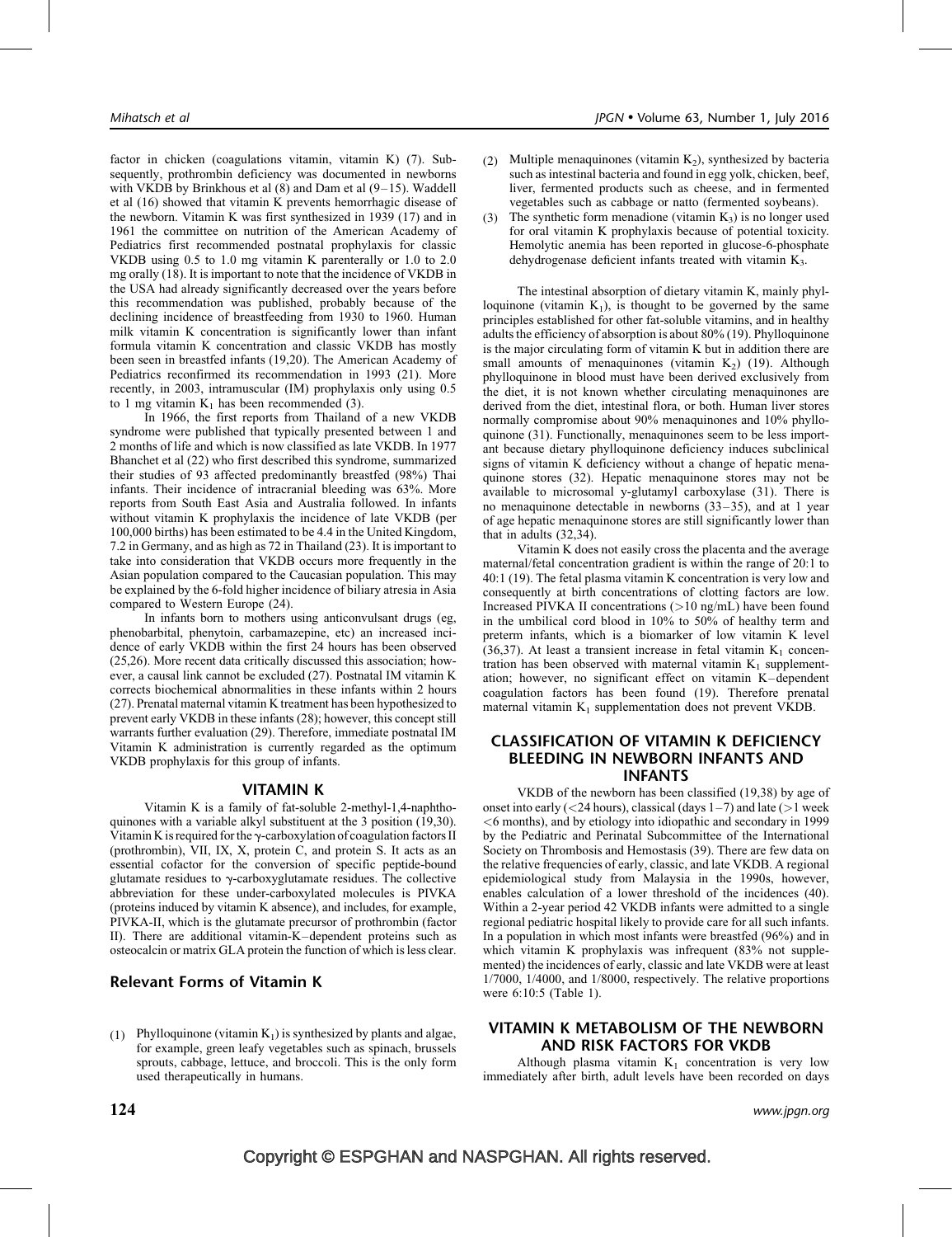factor in chicken (coagulations vitamin, vitamin K) (7). Subsequently, prothrombin deficiency was documented in newborns with VKDB by Brinkhous et al (8) and Dam et al (9–15). Waddell et al (16) showed that vitamin K prevents hemorrhagic disease of the newborn. Vitamin K was first synthesized in 1939 (17) and in 1961 the committee on nutrition of the American Academy of Pediatrics first recommended postnatal prophylaxis for classic VKDB using 0.5 to 1.0 mg vitamin K parenterally or 1.0 to 2.0 mg orally (18). It is important to note that the incidence of VKDB in the USA had already significantly decreased over the years before this recommendation was published, probably because of the declining incidence of breastfeeding from 1930 to 1960. Human milk vitamin K concentration is significantly lower than infant formula vitamin K concentration and classic VKDB has mostly been seen in breastfed infants (19,20). The American Academy of Pediatrics reconfirmed its recommendation in 1993 (21). More recently, in 2003, intramuscular (IM) prophylaxis only using 0.5 to 1 mg vitamin $K_1$ has been recommended (3).

In 1966, the first reports from Thailand of a new VKDB syndrome were published that typically presented between 1 and 2 months of life and which is now classified as late VKDB. In 1977 Bhanchet et al (22) who first described this syndrome, summarized their studies of 93 affected predominantly breastfed (98%) Thai infants. Their incidence of intracranial bleeding was 63%. More reports from South East Asia and Australia followed. In infants without vitamin K prophylaxis the incidence of late VKDB (per 100,000 births) has been estimated to be 4.4 in the United Kingdom, 7.2 in Germany, and as high as 72 in Thailand (23). It is important to take into consideration that VKDB occurs more frequently in the Asian population compared to the Caucasian population. This may be explained by the 6-fold higher incidence of biliary atresia in Asia compared to Western Europe (24).

In infants born to mothers using anticonvulsant drugs (eg, phenobarbital, phenytoin, carbamazepine, etc) an increased incidence of early VKDB within the first 24 hours has been observed (25,26). More recent data critically discussed this association; however, a causal link cannot be excluded (27). Postnatal IM vitamin K corrects biochemical abnormalities in these infants within 2 hours (27). Prenatal maternal vitamin K treatment has been hypothesized to prevent early VKDB in these infants (28); however, this concept still warrants further evaluation (29). Therefore, immediate postnatal IM Vitamin K administration is currently regarded as the optimum VKDB prophylaxis for this group of infants.

## VITAMIN K

Vitamin K is a family of fat-soluble 2-methyl-1,4-naphthoquinones with a variable alkyl substituent at the 3 position (19,30). Vitamin K is required for the γ-carboxylation of coagulation factors II (prothrombin), VII, IX, X, protein C, and protein S. It acts as an essential cofactor for the conversion of specific peptide-bound glutamate residues to γ-carboxyglutamate residues. The collective abbreviation for these under-carboxylated molecules is PIVKA (proteins induced by vitamin K absence), and includes, for example, PIVKA-II, which is the glutamate precursor of prothrombin (factor II). There are additional vitamin-K–dependent proteins such as osteocalcin or matrix GLA protein the function of which is less clear.

### Relevant Forms of Vitamin K

(1) Phylloquinone (vitamin $K_1$) is synthesized by plants and algae, for example, green leafy vegetables such as spinach, brussels sprouts, cabbage, lettuce, and broccoli. This is the only form used therapeutically in humans.

(2) Multiple menaquinones (vitamin $K_2$), synthesized by bacteria such as intestinal bacteria and found in egg yolk, chicken, beef, liver, fermented products such as cheese, and in fermented vegetables such as cabbage or natto (fermented soybeans).

(3) The synthetic form menadione (vitamin $K_3$) is no longer used for oral vitamin K prophylaxis because of potential toxicity. Hemolytic anemia has been reported in glucose-6-phosphate dehydrogenase deficient infants treated with vitamin $K_3$.

The intestinal absorption of dietary vitamin K, mainly phylloquinone (vitamin $K_1$), is thought to be governed by the same principles established for other fat-soluble vitamins, and in healthy adults the efficiency of absorption is about 80% (19). Phylloquinone is the major circulating form of vitamin K but in addition there are small amounts of menaquinones (vitamin $K_2$) (19). Although phylloquinone in blood must have been derived exclusively from the diet, it is not known whether circulating menaquinones are derived from the diet, intestinal flora, or both. Human liver stores normally compromise about 90% menaquinones and 10% phylloquinone (31). Functionally, menaquinones seem to be less important because dietary phylloquinone deficiency induces subclinical signs of vitamin K deficiency without a change of hepatic menaquinone stores (32). Hepatic menaquinone stores may not be available to microsomal y-glutamyl carboxylase (31). There is no menaquinone detectable in newborns (33–35), and at 1 year of age hepatic menaquinone stores are still significantly lower than that in adults (32,34).

Vitamin K does not easily cross the placenta and the average maternal/fetal concentration gradient is within the range of 20:1 to 40:1 (19). The fetal plasma vitamin K concentration is very low and consequently at birth concentrations of clotting factors are low. Increased PIVKA II concentrations (>10 ng/mL) have been found in the umbilical cord blood in 10% to 50% of healthy term and preterm infants, which is a biomarker of low vitamin K level (36,37). At least a transient increase in fetal vitamin $K_1$ concentration has been observed with maternal vitamin $K_1$ supplementation; however, no significant effect on vitamin K–dependent coagulation factors has been found (19). Therefore prenatal maternal vitamin $K_1$ supplementation does not prevent VKDB.

## CLASSIFICATION OF VITAMIN K DEFICIENCY BLEEDING IN NEWBORN INFANTS AND INFANTS

VKDB of the newborn has been classified (19,38) by age of onset into early (<24 hours), classical (days 1–7) and late (>1 week <6 months), and by etiology into idiopathic and secondary in 1999 by the Pediatric and Perinatal Subcommittee of the International Society on Thrombosis and Hemostasis (39). There are few data on the relative frequencies of early, classic, and late VKDB. A regional epidemiological study from Malaysia in the 1990s, however, enables calculation of a lower threshold of the incidences (40). Within a 2-year period 42 VKDB infants were admitted to a single regional pediatric hospital likely to provide care for all such infants. In a population in which most infants were breastfed (96%) and in which vitamin K prophylaxis was infrequent (83% not supplemented) the incidences of early, classic and late VKDB were at least 1/7000, 1/4000, and 1/8000, respectively. The relative proportions were 6:10:5 (Table 1).

## VITAMIN K METABOLISM OF THE NEWBORN AND RISK FACTORS FOR VKDB

Although plasma vitamin $K_1$ concentration is very low immediately after birth, adult levels have been recorded on days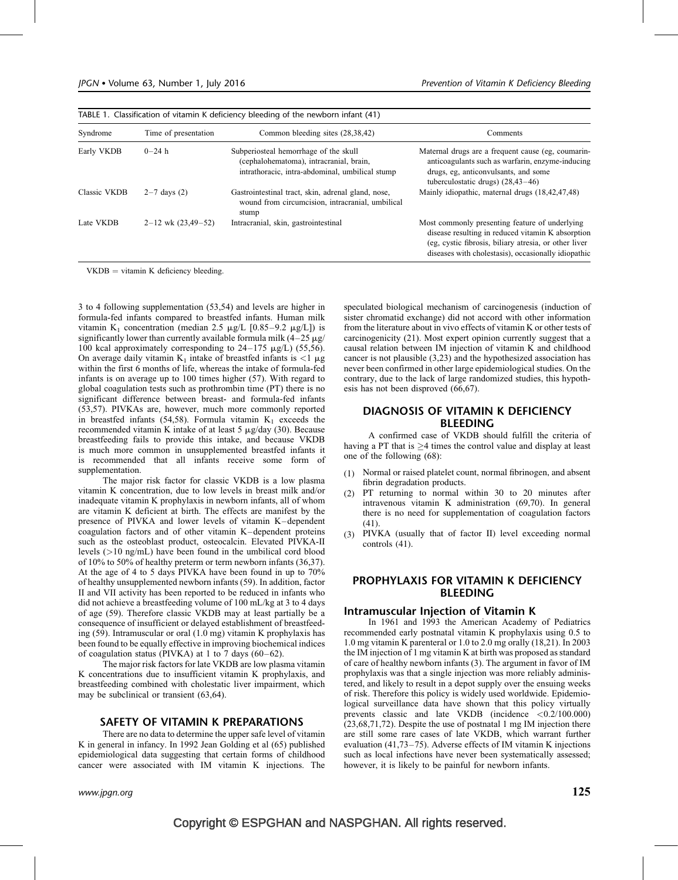TABLE 1. Classification of vitamin K deficiency bleeding of the newborn infant (41)

| Syndrome | Time of presentation | Common bleeding sites (28,38,42) | Comments |
| --- | --- | --- | --- |
| Early VKDB | 0–24 h | Subperiosteal hemorrhage of the skull (cephalohematoma), intracranial, brain, intrathoracic, intra-abdominal, umbilical stump | Maternal drugs are a frequent cause (eg, coumarin-anticoagulants such as warfarin, enzyme-inducing drugs, eg, anticonvulsants, and some tuberculostatic drugs) (28,43–46) |
| Classic VKDB | 2–7 days (2) | Gastrointestinal tract, skin, adrenal gland, nose, wound from circumcision, intracranial, umbilical stump | Mainly idiopathic, maternal drugs (18,42,47,48) |
| Late VKDB | 2–12 wk (23,49–52) | Intracranial, skin, gastrointestinal | Most commonly presenting feature of underlying disease resulting in reduced vitamin K absorption (eg, cystic fibrosis, biliary atresia, or other liver diseases with cholestasis), occasionally idiopathic |

VKDB = vitamin K deficiency bleeding.

3 to 4 following supplementation (53,54) and levels are higher in formula-fed infants compared to breastfed infants. Human milk vitamin $K_1$ concentration (median 2.5 μg/L [0.85–9.2 μg/L]) is significantly lower than currently available formula milk (4–25 μg/100 kcal approximately corresponding to 24–175 μg/L) (55,56). On average daily vitamin $K_1$ intake of breastfed infants is <1 μg within the first 6 months of life, whereas the intake of formula-fed infants is on average up to 100 times higher (57). With regard to global coagulation tests such as prothrombin time (PT) there is no significant difference between breast- and formula-fed infants (53,57). PIVKAs are, however, much more commonly reported in breastfed infants (54,58). Formula vitamin $K_1$ exceeds the recommended vitamin K intake of at least 5 μg/day (30). Because breastfeeding fails to provide this intake, and because VKDB is much more common in unsupplemented breastfed infants it is recommended that all infants receive some form of supplementation.

The major risk factor for classic VKDB is a low plasma vitamin K concentration, due to low levels in breast milk and/or inadequate vitamin K prophylaxis in newborn infants, all of whom are vitamin K deficient at birth. The effects are manifest by the presence of PIVKA and lower levels of vitamin K–dependent coagulation factors and of other vitamin K–dependent proteins such as the osteoblast product, osteocalcin. Elevated PIVKA-II levels (>10 ng/mL) have been found in the umbilical cord blood of 10% to 50% of healthy preterm or term newborn infants (36,37). At the age of 4 to 5 days PIVKA have been found in up to 70% of healthy unsupplemented newborn infants (59). In addition, factor II and VII activity has been reported to be reduced in infants who did not achieve a breastfeeding volume of 100 mL/kg at 3 to 4 days of age (59). Therefore classic VKDB may at least partially be a consequence of insufficient or delayed establishment of breastfeeding (59). Intramuscular or oral (1.0 mg) vitamin K prophylaxis has been found to be equally effective in improving biochemical indices of coagulation status (PIVKA) at 1 to 7 days (60–62).

The major risk factors for late VKDB are low plasma vitamin K concentrations due to insufficient vitamin K prophylaxis, and breastfeeding combined with cholestatic liver impairment, which may be subclinical or transient (63,64).

## SAFETY OF VITAMIN K PREPARATIONS

There are no data to determine the upper safe level of vitamin K in general in infancy. In 1992 Jean Golding et al (65) published epidemiological data suggesting that certain forms of childhood cancer were associated with IM vitamin K injections. The speculated biological mechanism of carcinogenesis (induction of sister chromatid exchange) did not accord with other information from the literature about in vivo effects of vitamin K or other tests of carcinogenicity (21). Most expert opinion currently suggest that a causal relation between IM injection of vitamin K and childhood cancer is not plausible (3,23) and the hypothesized association has never been confirmed in other large epidemiological studies. On the contrary, due to the lack of large randomized studies, this hypothesis has not been disproved (66,67).

## DIAGNOSIS OF VITAMIN K DEFICIENCY BLEEDING

A confirmed case of VKDB should fulfill the criteria of having a PT that is ≥4 times the control value and display at least one of the following (68):

(1) Normal or raised platelet count, normal fibrinogen, and absent fibrin degradation products.
(2) PT returning to normal within 30 to 20 minutes after intravenous vitamin K administration (69,70). In general there is no need for supplementation of coagulation factors (41).
(3) PIVKA (usually that of factor II) level exceeding normal controls (41).

## PROPHYLAXIS FOR VITAMIN K DEFICIENCY BLEEDING

### Intramuscular Injection of Vitamin K

In 1961 and 1993 the American Academy of Pediatrics recommended early postnatal vitamin K prophylaxis using 0.5 to 1.0 mg vitamin K parenteral or 1.0 to 2.0 mg orally (18,21). In 2003 the IM injection of 1 mg vitamin K at birth was proposed as standard of care of healthy newborn infants (3). The argument in favor of IM prophylaxis was that a single injection was more reliably administered, and likely to result in a depot supply over the ensuing weeks of risk. Therefore this policy is widely used worldwide. Epidemiological surveillance data have shown that this policy virtually prevents classic and late VKDB (incidence <0.2/100.000) (23,68,71,72). Despite the use of postnatal 1 mg IM injection there are still some rare cases of late VKDB, which warrant further evaluation (41,73–75). Adverse effects of IM vitamin K injections such as local infections have never been systematically assessed; however, it is likely to be painful for newborn infants.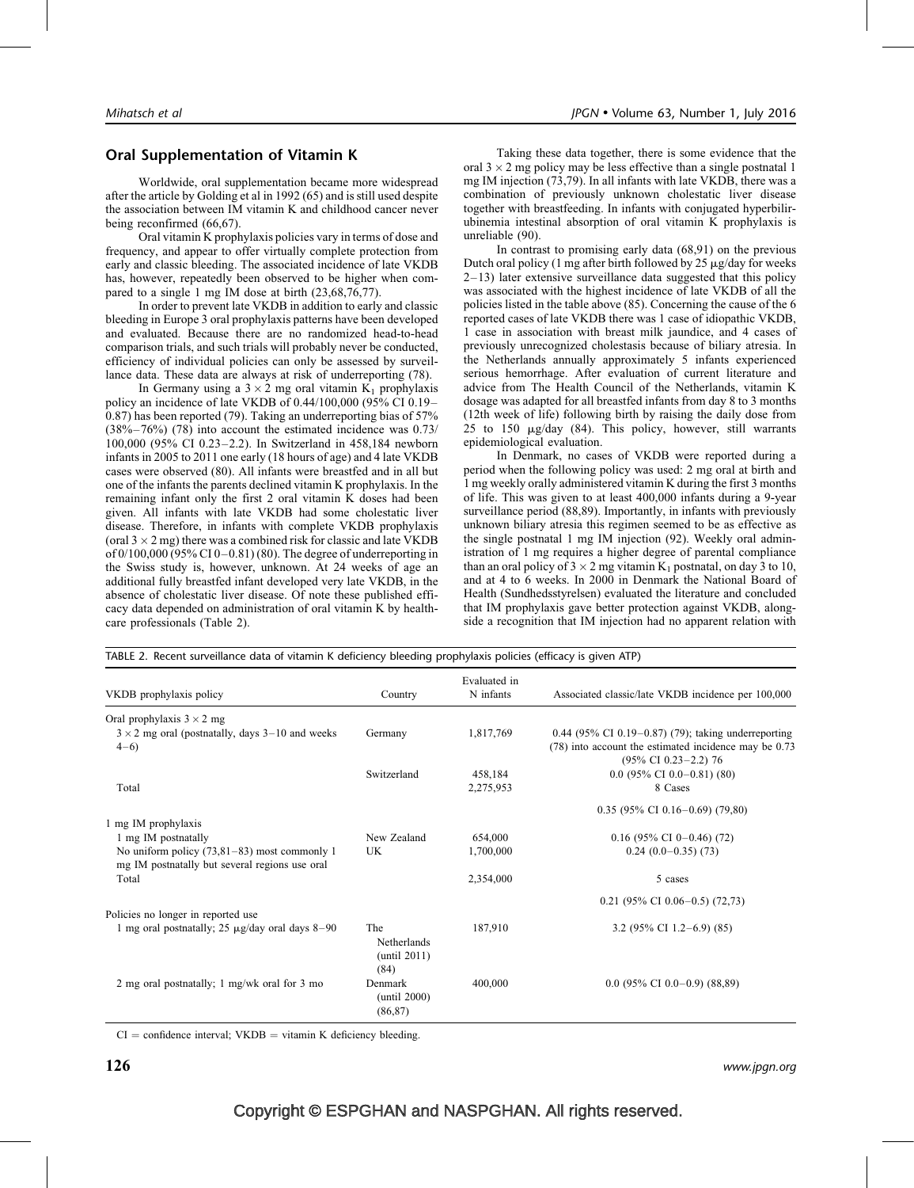## Oral Supplementation of Vitamin K

Worldwide, oral supplementation became more widespread after the article by Golding et al in 1992 (65) and is still used despite the association between IM vitamin K and childhood cancer never being reconfirmed (66,67).

Oral vitamin K prophylaxis policies vary in terms of dose and frequency, and appear to offer virtually complete protection from early and classic bleeding. The associated incidence of late VKDB has, however, repeatedly been observed to be higher when compared to a single 1 mg IM dose at birth (23,68,76,77).

In order to prevent late VKDB in addition to early and classic bleeding in Europe 3 oral prophylaxis patterns have been developed and evaluated. Because there are no randomized head-to-head comparison trials, and such trials will probably never be conducted, efficiency of individual policies can only be assessed by surveillance data. These data are always at risk of underreporting (78).

In Germany using a $3 \times 2$ mg oral vitamin $K_1$ prophylaxis policy an incidence of late VKDB of 0.44/100,000 (95% CI 0.19–0.87) has been reported (79). Taking an underreporting bias of 57% (38%–76%) (78) into account the estimated incidence was 0.73/100,000 (95% CI 0.23–2.2). In Switzerland in 458,184 newborn infants in 2005 to 2011 one early (18 hours of age) and 4 late VKDB cases were observed (80). All infants were breastfed and in all but one of the infants the parents declined vitamin K prophylaxis. In the remaining infant only the first 2 oral vitamin K doses had been given. All infants with late VKDB had some cholestatic liver disease. Therefore, in infants with complete VKDB prophylaxis (oral $3 \times 2$ mg) there was a combined risk for classic and late VKDB of 0/100,000 (95% CI 0–0.81) (80). The degree of underreporting in the Swiss study is, however, unknown. At 24 weeks of age an additional fully breastfed infant developed very late VKDB, in the absence of cholestatic liver disease. Of note these published efficacy data depended on administration of oral vitamin K by healthcare professionals (Table 2).

Taking these data together, there is some evidence that the oral $3 \times 2$ mg policy may be less effective than a single postnatal 1 mg IM injection (73,79). In all infants with late VKDB, there was a combination of previously unknown cholestatic liver disease together with breastfeeding. In infants with conjugated hyperbilirubinemia intestinal absorption of oral vitamin K prophylaxis is unreliable (90).

In contrast to promising early data (68,91) on the previous Dutch oral policy (1 mg after birth followed by 25 μg/day for weeks 2–13) later extensive surveillance data suggested that this policy was associated with the highest incidence of late VKDB of all the policies listed in the table above (85). Concerning the cause of the 6 reported cases of late VKDB there was 1 case of idiopathic VKDB, 1 case in association with breast milk jaundice, and 4 cases of previously unrecognized cholestasis because of biliary atresia. In the Netherlands annually approximately 5 infants experienced serious hemorrhage. After evaluation of current literature and advice from The Health Council of the Netherlands, vitamin K dosage was adapted for all breastfed infants from day 8 to 3 months (12th week of life) following birth by raising the daily dose from 25 to 150 μg/day (84). This policy, however, still warrants epidemiological evaluation.

In Denmark, no cases of VKDB were reported during a period when the following policy was used: 2 mg oral at birth and 1 mg weekly orally administered vitamin K during the first 3 months of life. This was given to at least 400,000 infants during a 9-year surveillance period (88,89). Importantly, in infants with previously unknown biliary atresia this regimen seemed to be as effective as the single postnatal 1 mg IM injection (92). Weekly oral administration of 1 mg requires a higher degree of parental compliance than an oral policy of $3 \times 2$ mg vitamin $K_1$ postnatal, on day 3 to 10, and at 4 to 6 weeks. In 2000 in Denmark the National Board of Health (Sundhedsstyrelsen) evaluated the literature and concluded that IM prophylaxis gave better protection against VKDB, alongside a recognition that IM injection had no apparent relation with

TABLE 2. Recent surveillance data of vitamin K deficiency bleeding prophylaxis policies (efficacy is given ATP)

| VKDB prophylaxis policy | Country | Evaluated in N infants | Associated classic/late VKDB incidence per 100,000 |
|---|---|---|---|
| Oral prophylaxis $3 \times 2$ mg | | | |
| $3 \times 2$ mg oral (postnatally, days 3–10 and weeks 4–6) | Germany | 1,817,769 | 0.44 (95% CI 0.19–0.87) (79); taking underreporting (78) into account the estimated incidence may be 0.73 (95% CI 0.23–2.2) 76 |
| | Switzerland | 458,184 | 0.0 (95% CI 0.0–0.81) (80) |
| Total | | 2,275,953 | 8 Cases |
| | | | 0.35 (95% CI 0.16–0.69) (79,80) |
| 1 mg IM prophylaxis | | | |
| 1 mg IM postnatally | New Zealand | 654,000 | 0.16 (95% CI 0–0.46) (72) |
| No uniform policy (73,81–83) most commonly 1 mg IM postnatally but several regions use oral | UK | 1,700,000 | 0.24 (0.0–0.35) (73) |
| Total | | 2,354,000 | 5 cases |
| | | | 0.21 (95% CI 0.06–0.5) (72,73) |
| Policies no longer in reported use | | | |
| 1 mg oral postnatally; 25 μg/day oral days 8–90 | The Netherlands (until 2011) (84) | 187,910 | 3.2 (95% CI 1.2–6.9) (85) |
| 2 mg oral postnatally; 1 mg/wk oral for 3 mo | Denmark (until 2000) (86,87) | 400,000 | 0.0 (95% CI 0.0–0.9) (88,89) |

CI = confidence interval; VKDB = vitamin K deficiency bleeding.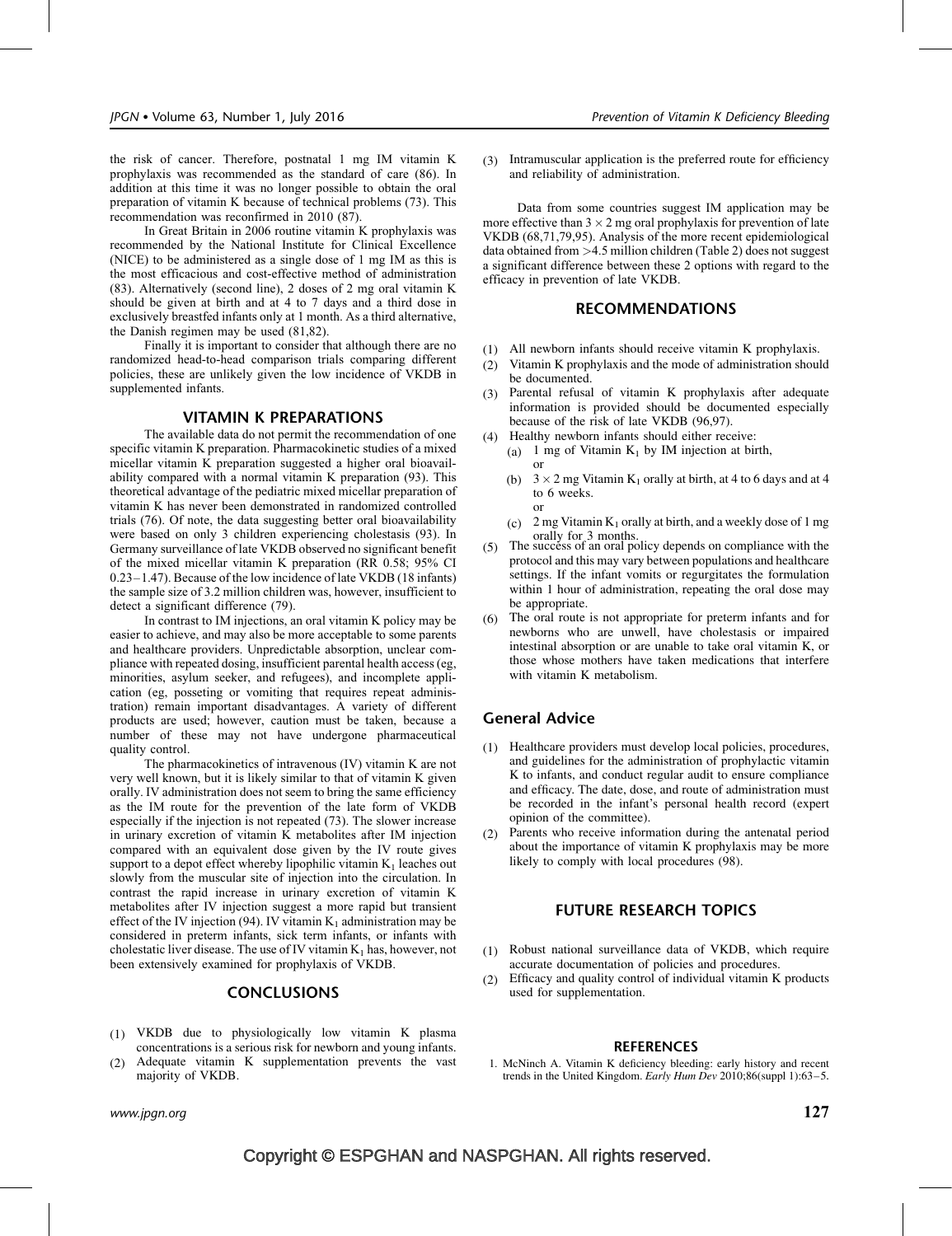the risk of cancer. Therefore, postnatal 1 mg IM vitamin K prophylaxis was recommended as the standard of care (86). In addition at this time it was no longer possible to obtain the oral preparation of vitamin K because of technical problems (73). This recommendation was reconfirmed in 2010 (87).

In Great Britain in 2006 routine vitamin K prophylaxis was recommended by the National Institute for Clinical Excellence (NICE) to be administered as a single dose of 1 mg IM as this is the most efficacious and cost-effective method of administration (83). Alternatively (second line), 2 doses of 2 mg oral vitamin K should be given at birth and at 4 to 7 days and a third dose in exclusively breastfed infants only at 1 month. As a third alternative, the Danish regimen may be used (81,82).

Finally it is important to consider that although there are no randomized head-to-head comparison trials comparing different policies, these are unlikely given the low incidence of VKDB in supplemented infants.

## VITAMIN K PREPARATIONS

The available data do not permit the recommendation of one specific vitamin K preparation. Pharmacokinetic studies of a mixed micellar vitamin K preparation suggested a higher oral bioavailability compared with a normal vitamin K preparation (93). This theoretical advantage of the pediatric mixed micellar preparation of vitamin K has never been demonstrated in randomized controlled trials (76). Of note, the data suggesting better oral bioavailability were based on only 3 children experiencing cholestasis (93). In Germany surveillance of late VKDB observed no significant benefit of the mixed micellar vitamin K preparation (RR 0.58; 95% CI 0.23–1.47). Because of the low incidence of late VKDB (18 infants) the sample size of 3.2 million children was, however, insufficient to detect a significant difference (79).

In contrast to IM injections, an oral vitamin K policy may be easier to achieve, and may also be more acceptable to some parents and healthcare providers. Unpredictable absorption, unclear compliance with repeated dosing, insufficient parental health access (eg, minorities, asylum seeker, and refugees), and incomplete application (eg, posseting or vomiting that requires repeat administration) remain important disadvantages. A variety of different products are used; however, caution must be taken, because a number of these may not have undergone pharmaceutical quality control.

The pharmacokinetics of intravenous (IV) vitamin K are not very well known, but it is likely similar to that of vitamin K given orally. IV administration does not seem to bring the same efficiency as the IM route for the prevention of the late form of VKDB especially if the injection is not repeated (73). The slower increase in urinary excretion of vitamin K metabolites after IM injection compared with an equivalent dose given by the IV route gives support to a depot effect whereby lipophilic vitamin $K_1$ leaches out slowly from the muscular site of injection into the circulation. In contrast the rapid increase in urinary excretion of vitamin K metabolites after IV injection suggest a more rapid but transient effect of the IV injection (94). IV vitamin $K_1$ administration may be considered in preterm infants, sick term infants, or infants with cholestatic liver disease. The use of IV vitamin $K_1$ has, however, not been extensively examined for prophylaxis of VKDB.

## CONCLUSIONS

(1) VKDB due to physiologically low vitamin K plasma concentrations is a serious risk for newborn and young infants.
(2) Adequate vitamin K supplementation prevents the vast majority of VKDB.
(3) Intramuscular application is the preferred route for efficiency and reliability of administration.

Data from some countries suggest IM application may be more effective than $3 \times 2$ mg oral prophylaxis for prevention of late VKDB (68,71,79,95). Analysis of the more recent epidemiological data obtained from >4.5 million children (Table 2) does not suggest a significant difference between these 2 options with regard to the efficacy in prevention of late VKDB.

## RECOMMENDATIONS

(1) All newborn infants should receive vitamin K prophylaxis.
(2) Vitamin K prophylaxis and the mode of administration should be documented.
(3) Parental refusal of vitamin K prophylaxis after adequate information is provided should be documented especially because of the risk of late VKDB (96,97).
(4) Healthy newborn infants should either receive:
   (a) 1 mg of Vitamin $K_1$ by IM injection at birth,
   or
   (b) $3 \times 2$ mg Vitamin $K_1$ orally at birth, at 4 to 6 days and at 4 to 6 weeks.
   or
   (c) 2 mg Vitamin $K_1$ orally at birth, and a weekly dose of 1 mg orally for 3 months.
(5) The success of an oral policy depends on compliance with the protocol and this may vary between populations and healthcare settings. If the infant vomits or regurgitates the formulation within 1 hour of administration, repeating the oral dose may be appropriate.
(6) The oral route is not appropriate for preterm infants and for newborns who are unwell, have cholestasis or impaired intestinal absorption or are unable to take oral vitamin K, or those whose mothers have taken medications that interfere with vitamin K metabolism.

## General Advice

(1) Healthcare providers must develop local policies, procedures, and guidelines for the administration of prophylactic vitamin K to infants, and conduct regular audit to ensure compliance and efficacy. The date, dose, and route of administration must be recorded in the infant's personal health record (expert opinion of the committee).
(2) Parents who receive information during the antenatal period about the importance of vitamin K prophylaxis may be more likely to comply with local procedures (98).

## FUTURE RESEARCH TOPICS

(1) Robust national surveillance data of VKDB, which require accurate documentation of policies and procedures.
(2) Efficacy and quality control of individual vitamin K products used for supplementation.

## REFERENCES

1. McNinch A. Vitamin K deficiency bleeding: early history and recent trends in the United Kingdom. *Early Hum Dev* 2010;86(suppl 1):63–5.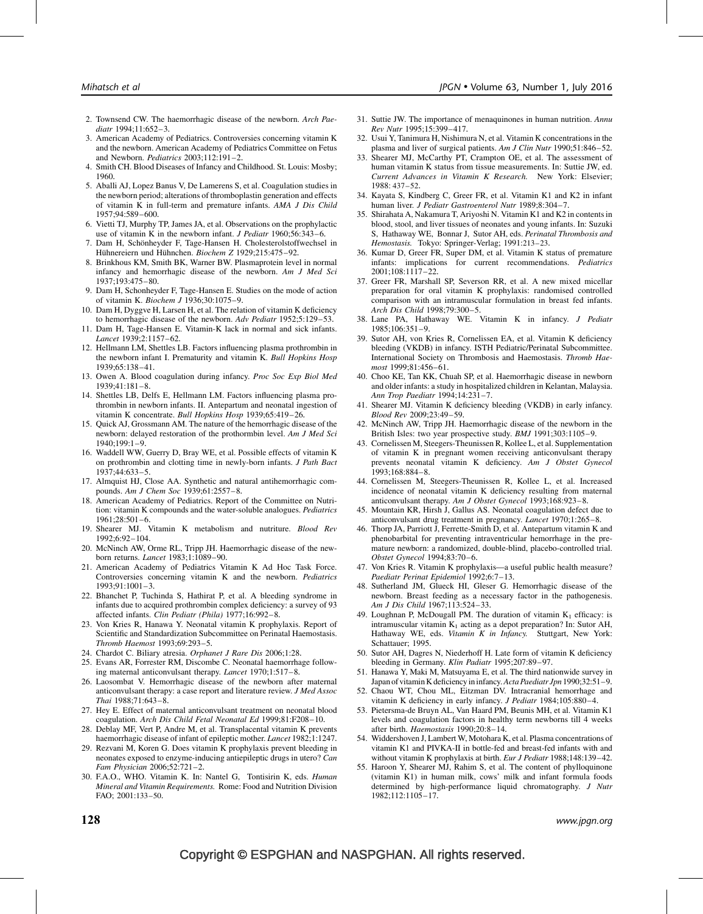2. Townsend CW. The haemorrhagic disease of the newborn. *Arch Paediatr* 1994;11:652–3.
3. American Academy of Pediatrics. Controversies concerning vitamin K and the newborn. American Academy of Pediatrics Committee on Fetus and Newborn. *Pediatrics* 2003;112:191–2.
4. Smith CH. Blood Diseases of Infancy and Childhood. St. Louis: Mosby; 1960.
5. Aballi AJ, Lopez Banus V, De Lamerens S, et al. Coagulation studies in the newborn period; alterations of thromboplastin generation and effects of vitamin K in full-term and premature infants. *AMA J Dis Child* 1957;94:589–600.
6. Vietti TJ, Murphy TP, James JA, et al. Observations on the prophylactic use of vitamin K in the newborn infant. *J Pediatr* 1960;56:343–6.
7. Dam H, Schönheyder F, Tage-Hansen H. Cholesterolstoffwechsel in Hühnereiern und Hühnchen. *Biochem Z* 1929;215:475–92.
8. Brinkhous KM, Smith BK, Warner BW. Plasmaprotein level in normal infancy and hemorrhagic disease of the newborn. *Am J Med Sci* 1937;193:475–80.
9. Dam H, Schonheyder F, Tage-Hansen E. Studies on the mode of action of vitamin K. *Biochem J* 1936;30:1075–9.
10. Dam H, Dyggve H, Larsen H, et al. The relation of vitamin K deficiency to hemorrhagic disease of the newborn. *Adv Pediatr* 1952;5:129–53.
11. Dam H, Tage-Hansen E. Vitamin-K lack in normal and sick infants. *Lancet* 1939;2:1157–62.
12. Hellmann LM, Shettles LB. Factors influencing plasma prothrombin in the newborn infant I. Prematurity and vitamin K. *Bull Hopkins Hosp* 1939;65:138–41.
13. Owen A. Blood coagulation during infancy. *Proc Soc Exp Biol Med* 1939;41:181–8.
14. Shettles LB, Delfs E, Hellmann LM. Factors influencing plasma prothrombin in newborn infants. II. Antepartum and neonatal ingestion of vitamin K concentrate. *Bull Hopkins Hosp* 1939;65:419–26.
15. Quick AJ, Grossmann AM. The nature of the hemorrhagic disease of the newborn: delayed restoration of the prothormbin level. *Am J Med Sci* 1940;199:1–9.
16. Waddell WW, Guerry D, Bray WE, et al. Possible effects of vitamin K on prothrombin and clotting time in newly-born infants. *J Path Bact* 1937;44:633–5.
17. Almquist HJ, Close AA. Synthetic and natural antihemorrhagic compounds. *Am J Chem Soc* 1939;61:2557–8.
18. American Academy of Pediatrics. Report of the Committee on Nutrition: vitamin K compounds and the water-soluble analogues. *Pediatrics* 1961;28:501–6.
19. Shearer MJ. Vitamin K metabolism and nutriture. *Blood Rev* 1992;6:92–104.
20. McNinch AW, Orme RL, Tripp JH. Haemorrhagic disease of the newborn returns. *Lancet* 1983;1:1089–90.
21. American Academy of Pediatrics Vitamin K Ad Hoc Task Force. Controversies concerning vitamin K and the newborn. *Pediatrics* 1993;91:1001–3.
22. Bhanchet P, Tuchinda S, Hathirat P, et al. A bleeding syndrome in infants due to acquired prothrombin complex deficiency: a survey of 93 affected infants. *Clin Pediatr (Phila)* 1977;16:992–8.
23. Von Kries R, Hanawa Y. Neonatal vitamin K prophylaxis. Report of Scientific and Standardization Subcommittee on Perinatal Haemostasis. *Thromb Haemost* 1993;69:293–5.
24. Chardot C. Biliary atresia. *Orphanet J Rare Dis* 2006;1:28.
25. Evans AR, Forrester RM, Discombe C. Neonatal haemorrhage following maternal anticonvulsant therapy. *Lancet* 1970;1:517–8.
26. Laosombat V. Hemorrhagic disease of the newborn after maternal anticonvulsant therapy: a case report and literature review. *J Med Assoc Thai* 1988;71:643–8.
27. Hey E. Effect of maternal anticonvulsant treatment on neonatal blood coagulation. *Arch Dis Child Fetal Neonatal Ed* 1999;81:F208–10.
28. Deblay MF, Vert P, Andre M, et al. Transplacental vitamin K prevents haemorrhagic disease of infant of epileptic mother. *Lancet* 1982;1:1247.
29. Rezvani M, Koren G. Does vitamin K prophylaxis prevent bleeding in neonates exposed to enzyme-inducing antiepileptic drugs in utero? *Can Fam Physician* 2006;52:721–2.
30. F.A.O., WHO. Vitamin K. In: Nantel G, Tontisirin K, eds. *Human Mineral and Vitamin Requirements.* Rome: Food and Nutrition Division FAO; 2001:133–50.
31. Suttie JW. The importance of menaquinones in human nutrition. *Annu Rev Nutr* 1995;15:399–417.
32. Usui Y, Tanimura H, Nishimura N, et al. Vitamin K concentrations in the plasma and liver of surgical patients. *Am J Clin Nutr* 1990;51:846–52.
33. Shearer MJ, McCarthy PT, Crampton OE, et al. The assessment of human vitamin K status from tissue measurements. In: Suttie JW, ed. *Current Advances in Vitamin K Research.* New York: Elsevier; 1988: 437–52.
34. Kayata S, Kindberg C, Greer FR, et al. Vitamin K1 and K2 in infant human liver. *J Pediatr Gastroenterol Nutr* 1989;8:304–7.
35. Shirahata A, Nakamura T, Ariyoshi N. Vitamin K1 and K2 in contents in blood, stool, and liver tissues of neonates and young infants. In: Suzuki S, Hathaway WE, Bonnar J, Sutor AH, eds. *Perinatal Thrombosis and Hemostasis.* Tokyo: Springer-Verlag; 1991:213–23.
36. Kumar D, Greer FR, Super DM, et al. Vitamin K status of premature infants: implications for current recommendations. *Pediatrics* 2001;108:1117–22.
37. Greer FR, Marshall SP, Severson RR, et al. A new mixed micellar preparation for oral vitamin K prophylaxis: randomised controlled comparison with an intramuscular formulation in breast fed infants. *Arch Dis Child* 1998;79:300–5.
38. Lane PA, Hathaway WE. Vitamin K in infancy. *J Pediatr* 1985;106:351–9.
39. Sutor AH, von Kries R, Cornelissen EA, et al. Vitamin K deficiency bleeding (VKDB) in infancy. ISTH Pediatric/Perinatal Subcommittee. International Society on Thrombosis and Haemostasis. *Thromb Haemost* 1999;81:456–61.
40. Choo KE, Tan KK, Chuah SP, et al. Haemorrhagic disease in newborn and older infants: a study in hospitalized children in Kelantan, Malaysia. *Ann Trop Paediatr* 1994;14:231–7.
41. Shearer MJ. Vitamin K deficiency bleeding (VKDB) in early infancy. *Blood Rev* 2009;23:49–59.
42. McNinch AW, Tripp JH. Haemorrhagic disease of the newborn in the British Isles: two year prospective study. *BMJ* 1991;303:1105–9.
43. Cornelissen M, Steegers-Theunissen R, Kollee L, et al. Supplementation of vitamin K in pregnant women receiving anticonvulsant therapy prevents neonatal vitamin K deficiency. *Am J Obstet Gynecol* 1993;168:884–8.
44. Cornelissen M, Steegers-Theunissen R, Kollee L, et al. Increased incidence of neonatal vitamin K deficiency resulting from maternal anticonvulsant therapy. *Am J Obstet Gynecol* 1993;168:923–8.
45. Mountain KR, Hirsh J, Gallus AS. Neonatal coagulation defect due to anticonvulsant drug treatment in pregnancy. *Lancet* 1970;1:265–8.
46. Thorp JA, Parriott J, Ferrette-Smith D, et al. Antepartum vitamin K and phenobarbital for preventing intraventricular hemorrhage in the premature newborn: a randomized, double-blind, placebo-controlled trial. *Obstet Gynecol* 1994;83:70–6.
47. Von Kries R. Vitamin K prophylaxis—a useful public health measure? *Paediatr Perinat Epidemiol* 1992;6:7–13.
48. Sutherland JM, Glueck HI, Gleser G. Hemorrhagic disease of the newborn. Breast feeding as a necessary factor in the pathogenesis. *Am J Dis Child* 1967;113:524–33.
49. Loughnan P, McDougall PM. The duration of vitamin $K_1$ efficacy: is intramuscular vitamin $K_1$ acting as a depot preparation? In: Sutor AH, Hathaway WE, eds. *Vitamin K in Infancy.* Stuttgart, New York: Schattauer; 1995.
50. Sutor AH, Dagres N, Niederhoff H. Late form of vitamin K deficiency bleeding in Germany. *Klin Padiatr* 1995;207:89–97.
51. Hanawa Y, Maki M, Matsuyama E, et al. The third nationwide survey in Japan of vitamin K deficiency in infancy. *Acta Paediatr Jpn* 1990;32:51–9.
52. Chaou WT, Chou ML, Eitzman DV. Intracranial hemorrhage and vitamin K deficiency in early infancy. *J Pediatr* 1984;105:880–4.
53. Pietersma-de Bruyn AL, Van Haard PM, Beunis MH, et al. Vitamin K1 levels and coagulation factors in healthy term newborns till 4 weeks after birth. *Haemostasis* 1990;20:8–14.
54. Widdershoven J, Lambert W, Motohara K, et al. Plasma concentrations of vitamin K1 and PIVKA-II in bottle-fed and breast-fed infants with and without vitamin K prophylaxis at birth. *Eur J Pediatr* 1988;148:139–42.
55. Haroon Y, Shearer MJ, Rahim S, et al. The content of phylloquinone (vitamin K1) in human milk, cows' milk and infant formula foods determined by high-performance liquid chromatography. *J Nutr* 1982;112:1105–17.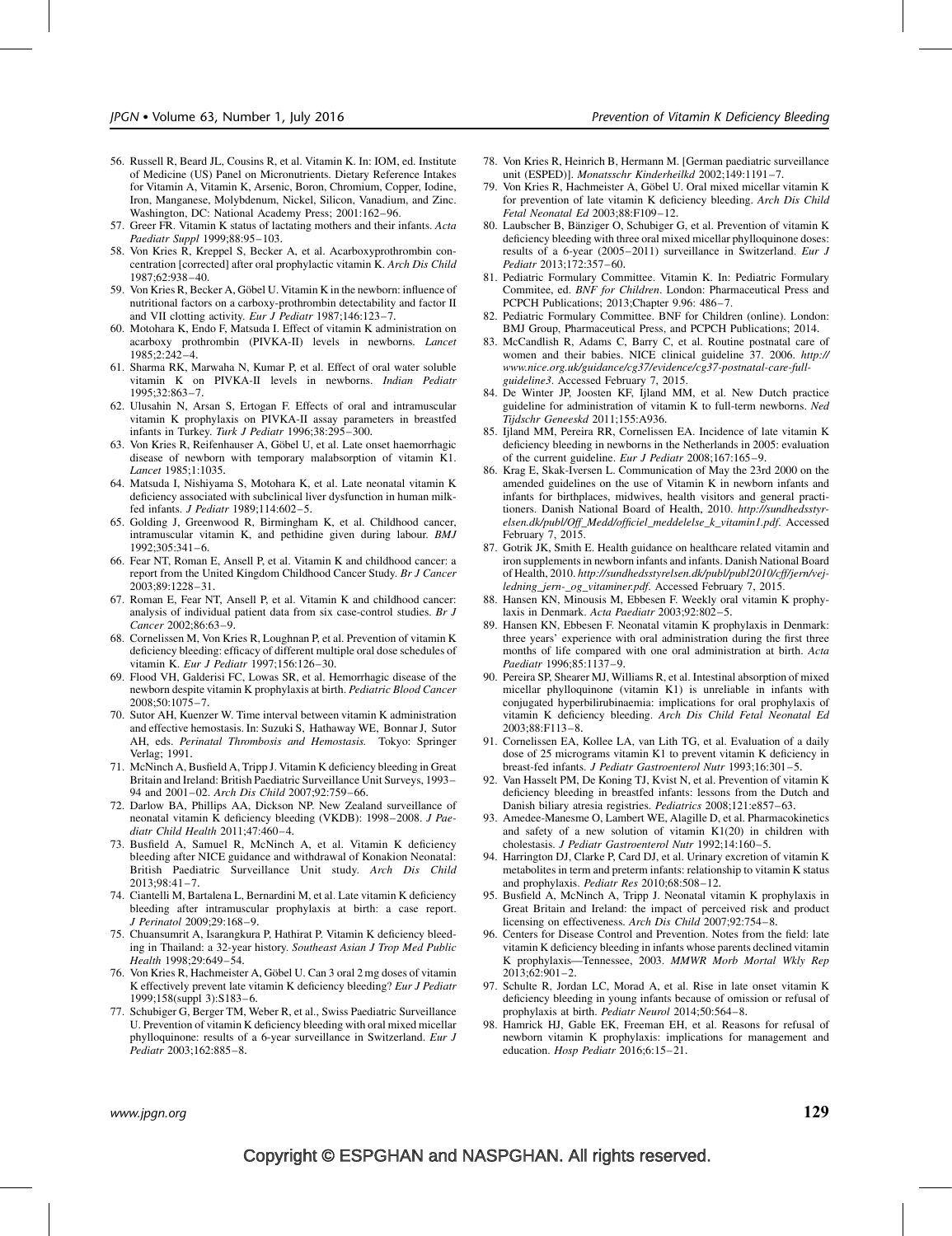56. Russell R, Beard JL, Cousins R, et al. Vitamin K. In: IOM, ed. Institute of Medicine (US) Panel on Micronutrients. Dietary Reference Intakes for Vitamin A, Vitamin K, Arsenic, Boron, Chromium, Copper, Iodine, Iron, Manganese, Molybdenum, Nickel, Silicon, Vanadium, and Zinc. Washington, DC: National Academy Press; 2001:162–96.
57. Greer FR. Vitamin K status of lactating mothers and their infants. *Acta Paediatr Suppl* 1999;88:95–103.
58. Von Kries R, Kreppel S, Becker A, et al. Acarboxyprothrombin concentration [corrected] after oral prophylactic vitamin K. *Arch Dis Child* 1987;62:938–40.
59. Von Kries R, Becker A, Göbel U. Vitamin K in the newborn: influence of nutritional factors on a carboxy-prothrombin detectability and factor II and VII clotting activity. *Eur J Pediatr* 1987;146:123–7.
60. Motohara K, Endo F, Matsuda I. Effect of vitamin K administration on acarboxy prothrombin (PIVKA-II) levels in newborns. *Lancet* 1985;2:242–4.
61. Sharma RK, Marwaha N, Kumar P, et al. Effect of oral water soluble vitamin K on PIVKA-II levels in newborns. *Indian Pediatr* 1995;32:863–7.
62. Ulusahin N, Arsan S, Ertogan F. Effects of oral and intramuscular vitamin K prophylaxis on PIVKA-II assay parameters in breastfed infants in Turkey. *Turk J Pediatr* 1996;38:295–300.
63. Von Kries R, Reifenhauser A, Göbel U, et al. Late onset haemorrhagic disease of newborn with temporary malabsorption of vitamin K1. *Lancet* 1985;1:1035.
64. Matsuda I, Nishiyama S, Motohara K, et al. Late neonatal vitamin K deficiency associated with subclinical liver dysfunction in human milk-fed infants. *J Pediatr* 1989;114:602–5.
65. Golding J, Greenwood R, Birmingham K, et al. Childhood cancer, intramuscular vitamin K, and pethidine given during labour. *BMJ* 1992;305:341–6.
66. Fear NT, Roman E, Ansell P, et al. Vitamin K and childhood cancer: a report from the United Kingdom Childhood Cancer Study. *Br J Cancer* 2003;89:1228–31.
67. Roman E, Fear NT, Ansell P, et al. Vitamin K and childhood cancer: analysis of individual patient data from six case-control studies. *Br J Cancer* 2002;86:63–9.
68. Cornelissen M, Von Kries R, Loughnan P, et al. Prevention of vitamin K deficiency bleeding: efficacy of different multiple oral dose schedules of vitamin K. *Eur J Pediatr* 1997;156:126–30.
69. Flood VH, Galderisi FC, Lowas SR, et al. Hemorrhagic disease of the newborn despite vitamin K prophylaxis at birth. *Pediatric Blood Cancer* 2008;50:1075–7.
70. Sutor AH, Kuenzer W. Time interval between vitamin K administration and effective hemostasis. In: Suzuki S, Hathaway WE, Bonnar J, Sutor AH, eds. *Perinatal Thrombosis and Hemostasis.* Tokyo: Springer Verlag; 1991.
71. McNinch A, Busfield A, Tripp J. Vitamin K deficiency bleeding in Great Britain and Ireland: British Paediatric Surveillance Unit Surveys, 1993–94 and 2001–02. *Arch Dis Child* 2007;92:759–66.
72. Darlow BA, Phillips AA, Dickson NP. New Zealand surveillance of neonatal vitamin K deficiency bleeding (VKDB): 1998–2008. *J Paediatr Child Health* 2011;47:460–4.
73. Busfield A, Samuel R, McNinch A, et al. Vitamin K deficiency bleeding after NICE guidance and withdrawal of Konakion Neonatal: British Paediatric Surveillance Unit study. *Arch Dis Child* 2013;98:41–7.
74. Ciantelli M, Bartalena L, Bernardini M, et al. Late vitamin K deficiency bleeding after intramuscular prophylaxis at birth: a case report. *J Perinatol* 2009;29:168–9.
75. Chuansumrit A, Isarangkura P, Hathirat P. Vitamin K deficiency bleeding in Thailand: a 32-year history. *Southeast Asian J Trop Med Public Health* 1998;29:649–54.
76. Von Kries R, Hachmeister A, Göbel U. Can 3 oral 2 mg doses of vitamin K effectively prevent late vitamin K deficiency bleeding? *Eur J Pediatr* 1999;158(suppl 3):S183–6.
77. Schubiger G, Berger TM, Weber R, et al., Swiss Paediatric Surveillance U. Prevention of vitamin K deficiency bleeding with oral mixed micellar phylloquinone: results of a 6-year surveillance in Switzerland. *Eur J Pediatr* 2003;162:885–8.
78. Von Kries R, Heinrich B, Hermann M. [German paediatric surveillance unit (ESPED)]. *Monatsschr Kinderheilkd* 2002;149:1191–7.
79. Von Kries R, Hachmeister A, Göbel U. Oral mixed micellar vitamin K for prevention of late vitamin K deficiency bleeding. *Arch Dis Child Fetal Neonatal Ed* 2003;88:F109–12.
80. Laubscher B, Bänziger O, Schubiger G, et al. Prevention of vitamin K deficiency bleeding with three oral mixed micellar phylloquinone doses: results of a 6-year (2005–2011) surveillance in Switzerland. *Eur J Pediatr* 2013;172:357–60.
81. Pediatric Formulary Committee. Vitamin K. In: Pediatric Formulary Commitee, ed. *BNF for Children*. London: Pharmaceutical Press and PCPCH Publications; 2013;Chapter 9.96: 486–7.
82. Pediatric Formulary Committee. BNF for Children (online). London: BMJ Group, Pharmaceutical Press, and PCPCH Publications; 2014.
83. McCandlish R, Adams C, Barry C, et al. Routine postnatal care of women and their babies. NICE clinical guideline 37. 2006. *http://www.nice.org.uk/guidance/cg37/evidence/cg37-postnatal-care-full-guideline3*. Accessed February 7, 2015.
84. De Winter JP, Joosten KF, Ijland MM, et al. New Dutch practice guideline for administration of vitamin K to full-term newborns. *Ned Tijdschr Geneeskd* 2011;155:A936.
85. Ijland MM, Pereira RR, Cornelissen EA. Incidence of late vitamin K deficiency bleeding in newborns in the Netherlands in 2005: evaluation of the current guideline. *Eur J Pediatr* 2008;167:165–9.
86. Krag E, Skak-Iversen L. Communication of May the 23rd 2000 on the amended guidelines on the use of Vitamin K in newborn infants and infants for birthplaces, midwives, health visitors and general practitioners. Danish National Board of Health, 2010. *http://sundhedsstyrelsen.dk/publ/Off_Medd/officiel_meddelelse_k_vitamin1.pdf*. Accessed February 7, 2015.
87. Gotrik JK, Smith E. Health guidance on healthcare related vitamin and iron supplements in newborn infants and infants. Danish National Board of Health, 2010. *http://sundhedsstyrelsen.dk/publ/publ2010/cff/jern/vejledning_jern-_og_vitaminer.pdf*. Accessed February 7, 2015.
88. Hansen KN, Minousis M, Ebbesen F. Weekly oral vitamin K prophylaxis in Denmark. *Acta Paediatr* 2003;92:802–5.
89. Hansen KN, Ebbesen F. Neonatal vitamin K prophylaxis in Denmark: three years' experience with oral administration during the first three months of life compared with one oral administration at birth. *Acta Paediatr* 1996;85:1137–9.
90. Pereira SP, Shearer MJ, Williams R, et al. Intestinal absorption of mixed micellar phylloquinone (vitamin K1) is unreliable in infants with conjugated hyperbilirubinaemia: implications for oral prophylaxis of vitamin K deficiency bleeding. *Arch Dis Child Fetal Neonatal Ed* 2003;88:F113–8.
91. Cornelissen EA, Kollee LA, van Lith TG, et al. Evaluation of a daily dose of 25 micrograms vitamin K1 to prevent vitamin K deficiency in breast-fed infants. *J Pediatr Gastroenterol Nutr* 1993;16:301–5.
92. Van Hasselt PM, De Koning TJ, Kvist N, et al. Prevention of vitamin K deficiency bleeding in breastfed infants: lessons from the Dutch and Danish biliary atresia registries. *Pediatrics* 2008;121:e857–63.
93. Amedee-Manesme O, Lambert WE, Alagille D, et al. Pharmacokinetics and safety of a new solution of vitamin K1(20) in children with cholestasis. *J Pediatr Gastroenterol Nutr* 1992;14:160–5.
94. Harrington DJ, Clarke P, Card DJ, et al. Urinary excretion of vitamin K metabolites in term and preterm infants: relationship to vitamin K status and prophylaxis. *Pediatr Res* 2010;68:508–12.
95. Busfield A, McNinch A, Tripp J. Neonatal vitamin K prophylaxis in Great Britain and Ireland: the impact of perceived risk and product licensing on effectiveness. *Arch Dis Child* 2007;92:754–8.
96. Centers for Disease Control and Prevention. Notes from the field: late vitamin K deficiency bleeding in infants whose parents declined vitamin K prophylaxis—Tennessee, 2003. *MMWR Morb Mortal Wkly Rep* 2013;62:901–2.
97. Schulte R, Jordan LC, Morad A, et al. Rise in late onset vitamin K deficiency bleeding in young infants because of omission or refusal of prophylaxis at birth. *Pediatr Neurol* 2014;50:564–8.
98. Hamrick HJ, Gable EK, Freeman EH, et al. Reasons for refusal of newborn vitamin K prophylaxis: implications for management and education. *Hosp Pediatr* 2016;6:15–21.

Copyright © ESPGHAN and NASPGHAN. All rights reserved.